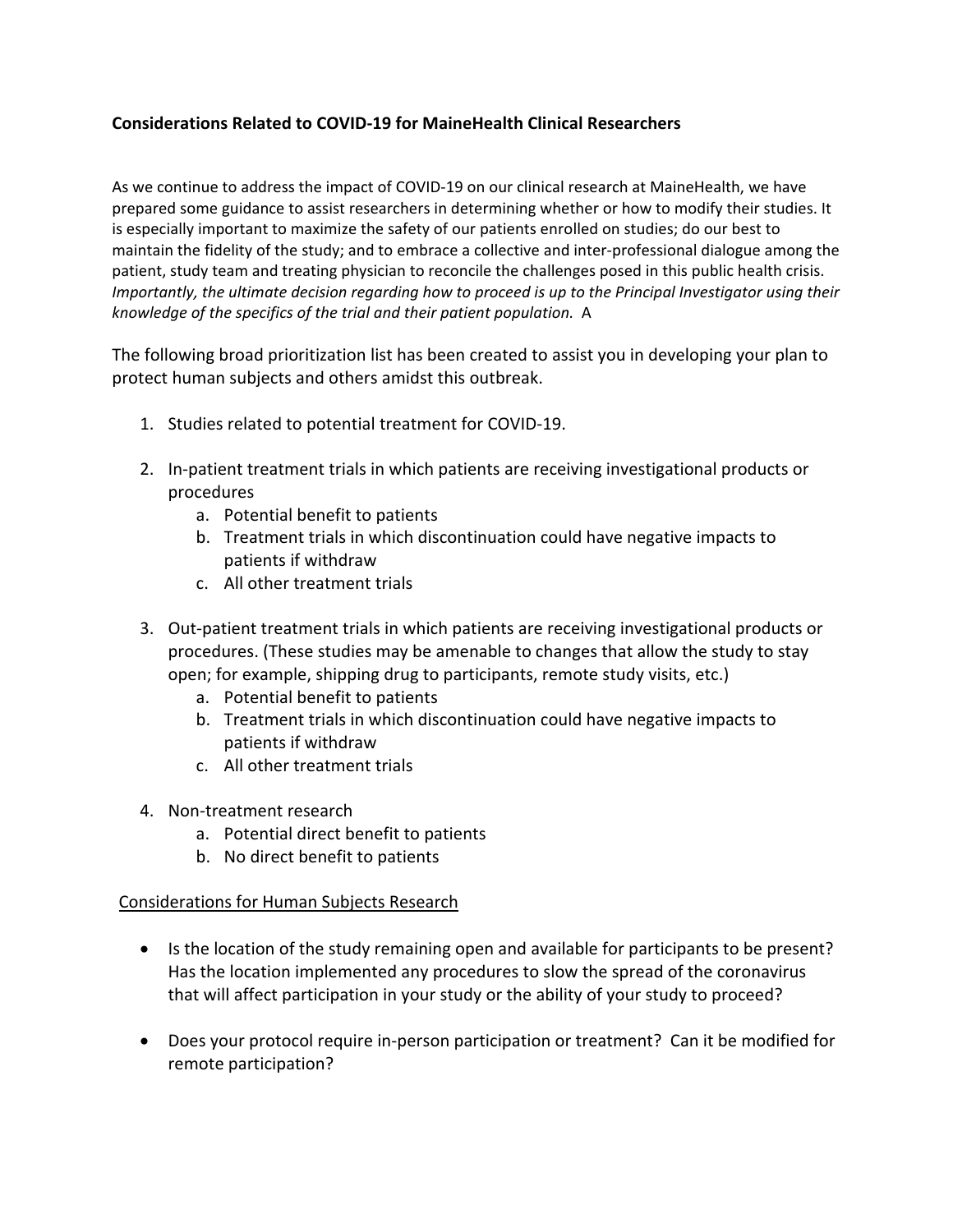**Considerations Related to COVID-19 for MaineHealth Clinical Researchers**

As we continue to address the impact of COVID-19 on our clinical research at MaineHealth, we have prepared some guidance to assist researchers in determining whether or how to modify their studies. It is especially important to maximize the safety of our patients enrolled on studies; do our best to maintain the fidelity of the study; and to embrace a collective and inter-professional dialogue among the patient, study team and treating physician to reconcile the challenges posed in this public health crisis. *Importantly, the ultimate decision regarding how to proceed is up to the Principal Investigator using their knowledge of the specifics of the trial and their patient population.* A

The following broad prioritization list has been created to assist you in developing your plan to protect human subjects and others amidst this outbreak.

1. Studies related to potential treatment for COVID-19.

2. In-patient treatment trials in which patients are receiving investigational products or procedures
   a. Potential benefit to patients
   b. Treatment trials in which discontinuation could have negative impacts to patients if withdraw
   c. All other treatment trials

3. Out-patient treatment trials in which patients are receiving investigational products or procedures. (These studies may be amenable to changes that allow the study to stay open; for example, shipping drug to participants, remote study visits, etc.)
   a. Potential benefit to patients
   b. Treatment trials in which discontinuation could have negative impacts to patients if withdraw
   c. All other treatment trials

4. Non-treatment research
   a. Potential direct benefit to patients
   b. No direct benefit to patients

<u>Considerations for Human Subjects Research</u>

- Is the location of the study remaining open and available for participants to be present? Has the location implemented any procedures to slow the spread of the coronavirus that will affect participation in your study or the ability of your study to proceed?

- Does your protocol require in-person participation or treatment? Can it be modified for remote participation?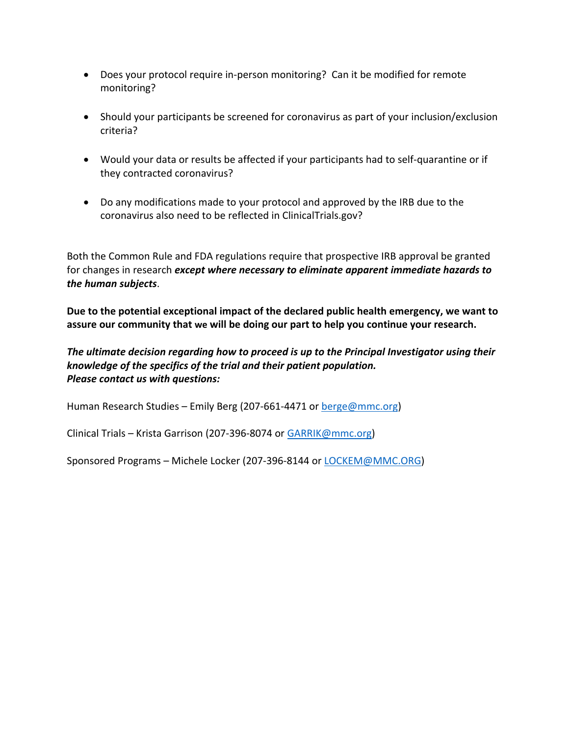- Does your protocol require in-person monitoring? Can it be modified for remote monitoring?

- Should your participants be screened for coronavirus as part of your inclusion/exclusion criteria?

- Would your data or results be affected if your participants had to self-quarantine or if they contracted coronavirus?

- Do any modifications made to your protocol and approved by the IRB due to the coronavirus also need to be reflected in ClinicalTrials.gov?

Both the Common Rule and FDA regulations require that prospective IRB approval be granted for changes in research ***except where necessary to eliminate apparent immediate hazards to the human subjects***.

**Due to the potential exceptional impact of the declared public health emergency, we want to assure our community that we will be doing our part to help you continue your research.**

***The ultimate decision regarding how to proceed is up to the Principal Investigator using their knowledge of the specifics of the trial and their patient population.***
***Please contact us with questions:***

Human Research Studies – Emily Berg (207-661-4471 or berge@mmc.org)

Clinical Trials – Krista Garrison (207-396-8074 or GARRIK@mmc.org)

Sponsored Programs – Michele Locker (207-396-8144 or LOCKEM@MMC.ORG)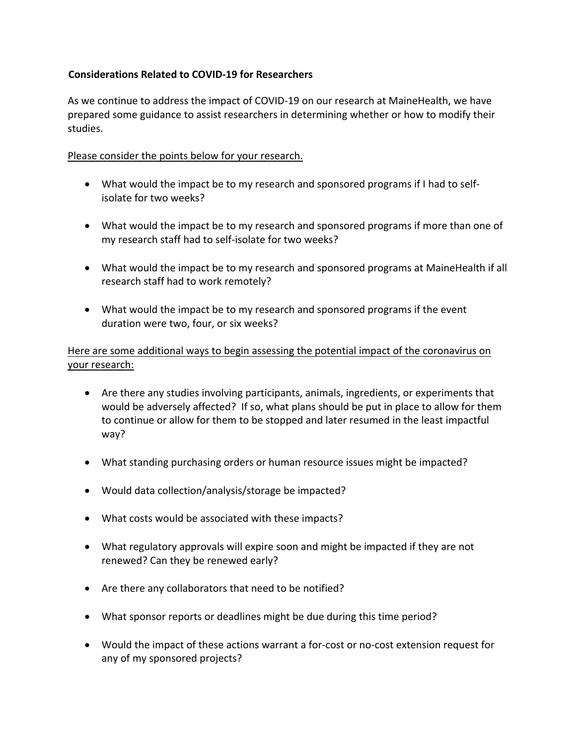**Considerations Related to COVID-19 for Researchers**

As we continue to address the impact of COVID-19 on our research at MaineHealth, we have prepared some guidance to assist researchers in determining whether or how to modify their studies.

<u>Please consider the points below for your research.</u>

- What would the impact be to my research and sponsored programs if I had to self-isolate for two weeks?
- What would the impact be to my research and sponsored programs if more than one of my research staff had to self-isolate for two weeks?
- What would the impact be to my research and sponsored programs at MaineHealth if all research staff had to work remotely?
- What would the impact be to my research and sponsored programs if the event duration were two, four, or six weeks?

<u>Here are some additional ways to begin assessing the potential impact of the coronavirus on your research:</u>

- Are there any studies involving participants, animals, ingredients, or experiments that would be adversely affected? If so, what plans should be put in place to allow for them to continue or allow for them to be stopped and later resumed in the least impactful way?
- What standing purchasing orders or human resource issues might be impacted?
- Would data collection/analysis/storage be impacted?
- What costs would be associated with these impacts?
- What regulatory approvals will expire soon and might be impacted if they are not renewed? Can they be renewed early?
- Are there any collaborators that need to be notified?
- What sponsor reports or deadlines might be due during this time period?
- Would the impact of these actions warrant a for-cost or no-cost extension request for any of my sponsored projects?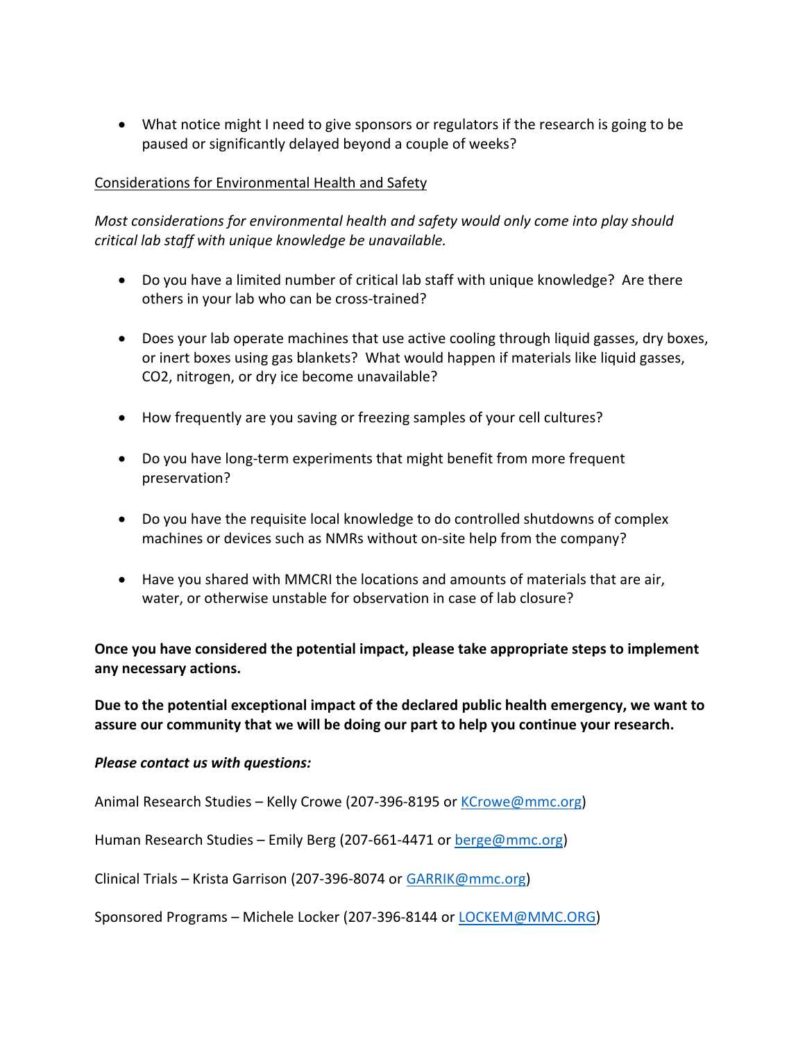- What notice might I need to give sponsors or regulators if the research is going to be paused or significantly delayed beyond a couple of weeks?

<u>Considerations for Environmental Health and Safety</u>

*Most considerations for environmental health and safety would only come into play should critical lab staff with unique knowledge be unavailable.*

- Do you have a limited number of critical lab staff with unique knowledge? Are there others in your lab who can be cross-trained?
- Does your lab operate machines that use active cooling through liquid gasses, dry boxes, or inert boxes using gas blankets? What would happen if materials like liquid gasses, CO2, nitrogen, or dry ice become unavailable?
- How frequently are you saving or freezing samples of your cell cultures?
- Do you have long-term experiments that might benefit from more frequent preservation?
- Do you have the requisite local knowledge to do controlled shutdowns of complex machines or devices such as NMRs without on-site help from the company?
- Have you shared with MMCRI the locations and amounts of materials that are air, water, or otherwise unstable for observation in case of lab closure?

**Once you have considered the potential impact, please take appropriate steps to implement any necessary actions.**

**Due to the potential exceptional impact of the declared public health emergency, we want to assure our community that we will be doing our part to help you continue your research.**

***Please contact us with questions:***

Animal Research Studies – Kelly Crowe (207-396-8195 or [KCrowe@mmc.org](mailto:KCrowe@mmc.org))

Human Research Studies – Emily Berg (207-661-4471 or [berge@mmc.org](mailto:berge@mmc.org))

Clinical Trials – Krista Garrison (207-396-8074 or [GARRIK@mmc.org](mailto:GARRIK@mmc.org))

Sponsored Programs – Michele Locker (207-396-8144 or [LOCKEM@MMC.ORG](mailto:LOCKEM@MMC.ORG))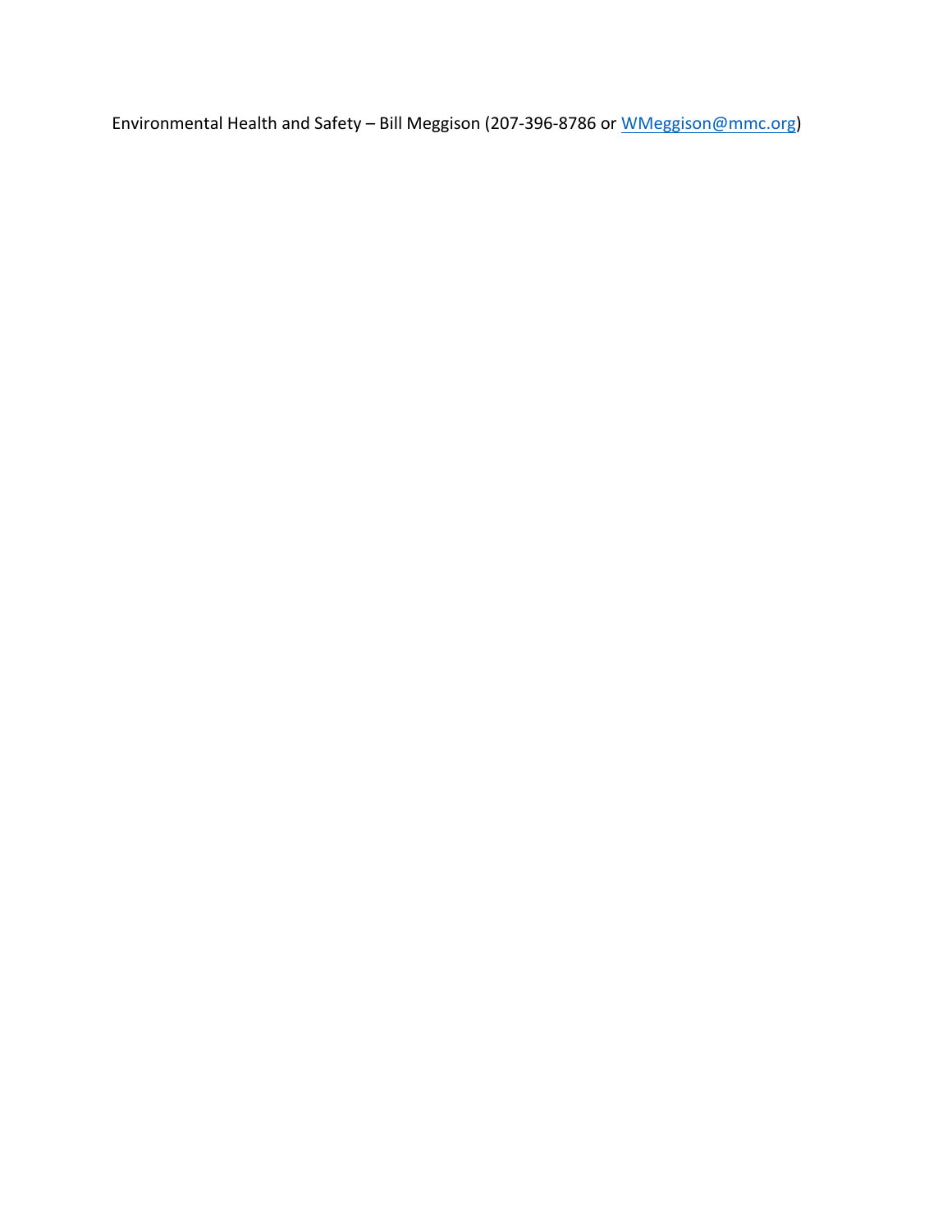Environmental Health and Safety – Bill Meggison (207-396-8786 or WMeggison@mmc.org)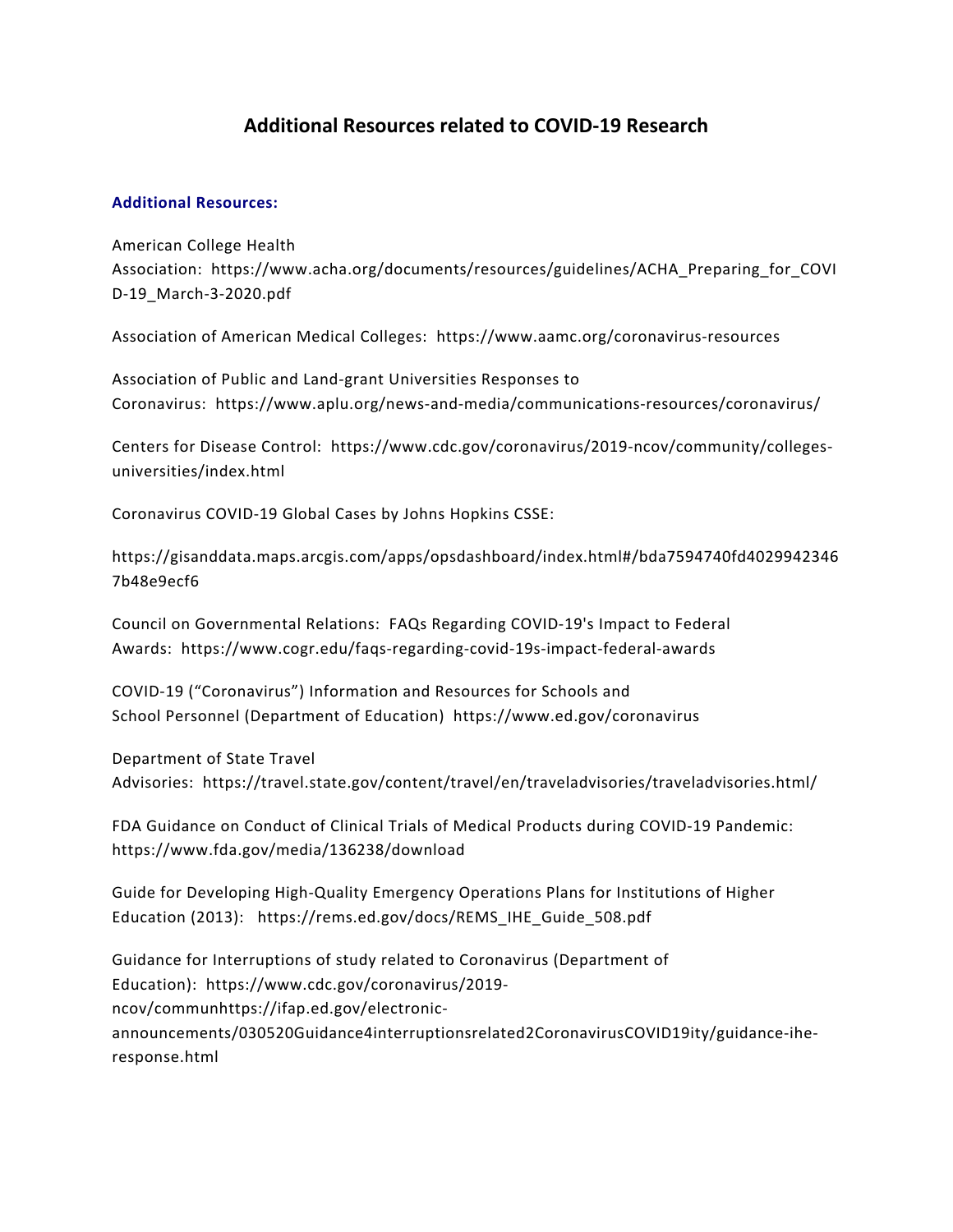# Additional Resources related to COVID-19 Research

**Additional Resources:**

American College Health Association: https://www.acha.org/documents/resources/guidelines/ACHA_Preparing_for_COVID-19_March-3-2020.pdf

Association of American Medical Colleges: https://www.aamc.org/coronavirus-resources

Association of Public and Land-grant Universities Responses to Coronavirus: https://www.aplu.org/news-and-media/communications-resources/coronavirus/

Centers for Disease Control: https://www.cdc.gov/coronavirus/2019-ncov/community/colleges-universities/index.html

Coronavirus COVID-19 Global Cases by Johns Hopkins CSSE:

https://gisanddata.maps.arcgis.com/apps/opsdashboard/index.html#/bda7594740fd40299423467b48e9ecf6

Council on Governmental Relations: FAQs Regarding COVID-19's Impact to Federal Awards: https://www.cogr.edu/faqs-regarding-covid-19s-impact-federal-awards

COVID-19 ("Coronavirus") Information and Resources for Schools and School Personnel (Department of Education) https://www.ed.gov/coronavirus

Department of State Travel Advisories: https://travel.state.gov/content/travel/en/traveladvisories/traveladvisories.html/

FDA Guidance on Conduct of Clinical Trials of Medical Products during COVID-19 Pandemic: https://www.fda.gov/media/136238/download

Guide for Developing High-Quality Emergency Operations Plans for Institutions of Higher Education (2013): https://rems.ed.gov/docs/REMS_IHE_Guide_508.pdf

Guidance for Interruptions of study related to Coronavirus (Department of Education): https://www.cdc.gov/coronavirus/2019-ncov/communhttps://ifap.ed.gov/electronic-announcements/030520Guidance4interruptionsrelated2CoronavirusCOVID19ity/guidance-ihe-response.html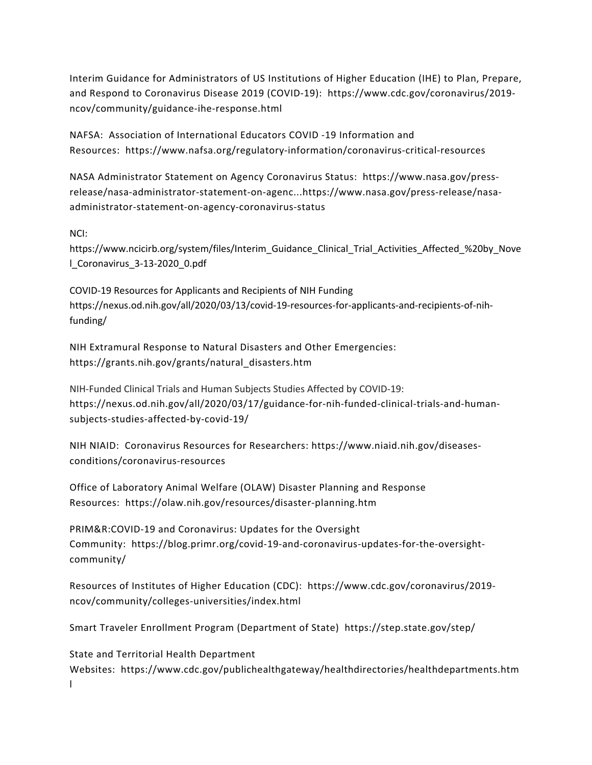Interim Guidance for Administrators of US Institutions of Higher Education (IHE) to Plan, Prepare, and Respond to Coronavirus Disease 2019 (COVID-19): https://www.cdc.gov/coronavirus/2019-ncov/community/guidance-ihe-response.html

NAFSA: Association of International Educators COVID -19 Information and Resources: https://www.nafsa.org/regulatory-information/coronavirus-critical-resources

NASA Administrator Statement on Agency Coronavirus Status: https://www.nasa.gov/press-release/nasa-administrator-statement-on-agenc...https://www.nasa.gov/press-release/nasa-administrator-statement-on-agency-coronavirus-status

NCI: https://www.ncicirb.org/system/files/Interim_Guidance_Clinical_Trial_Activities_Affected_%20by_Novel_Coronavirus_3-13-2020_0.pdf

COVID-19 Resources for Applicants and Recipients of NIH Funding https://nexus.od.nih.gov/all/2020/03/13/covid-19-resources-for-applicants-and-recipients-of-nih-funding/

NIH Extramural Response to Natural Disasters and Other Emergencies: https://grants.nih.gov/grants/natural_disasters.htm

NIH-Funded Clinical Trials and Human Subjects Studies Affected by COVID-19: https://nexus.od.nih.gov/all/2020/03/17/guidance-for-nih-funded-clinical-trials-and-human-subjects-studies-affected-by-covid-19/

NIH NIAID: Coronavirus Resources for Researchers: https://www.niaid.nih.gov/diseases-conditions/coronavirus-resources

Office of Laboratory Animal Welfare (OLAW) Disaster Planning and Response Resources: https://olaw.nih.gov/resources/disaster-planning.htm

PRIM&R:COVID-19 and Coronavirus: Updates for the Oversight Community: https://blog.primr.org/covid-19-and-coronavirus-updates-for-the-oversight-community/

Resources of Institutes of Higher Education (CDC): https://www.cdc.gov/coronavirus/2019-ncov/community/colleges-universities/index.html

Smart Traveler Enrollment Program (Department of State) https://step.state.gov/step/

State and Territorial Health Department Websites: https://www.cdc.gov/publichealthgateway/healthdirectories/healthdepartments.html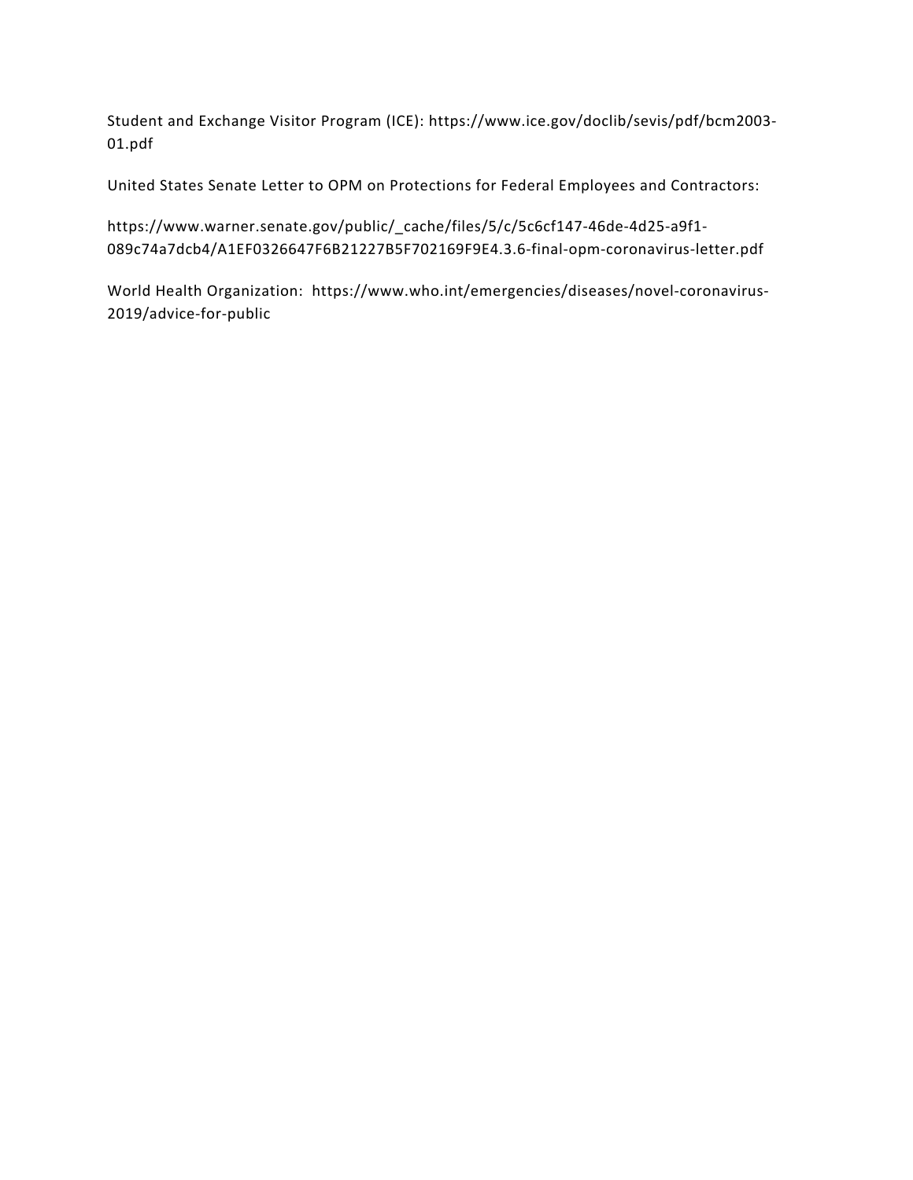Student and Exchange Visitor Program (ICE): https://www.ice.gov/doclib/sevis/pdf/bcm2003-01.pdf

United States Senate Letter to OPM on Protections for Federal Employees and Contractors:

https://www.warner.senate.gov/public/_cache/files/5/c/5c6cf147-46de-4d25-a9f1-089c74a7dcb4/A1EF0326647F6B21227B5F702169F9E4.3.6-final-opm-coronavirus-letter.pdf

World Health Organization: https://www.who.int/emergencies/diseases/novel-coronavirus-2019/advice-for-public